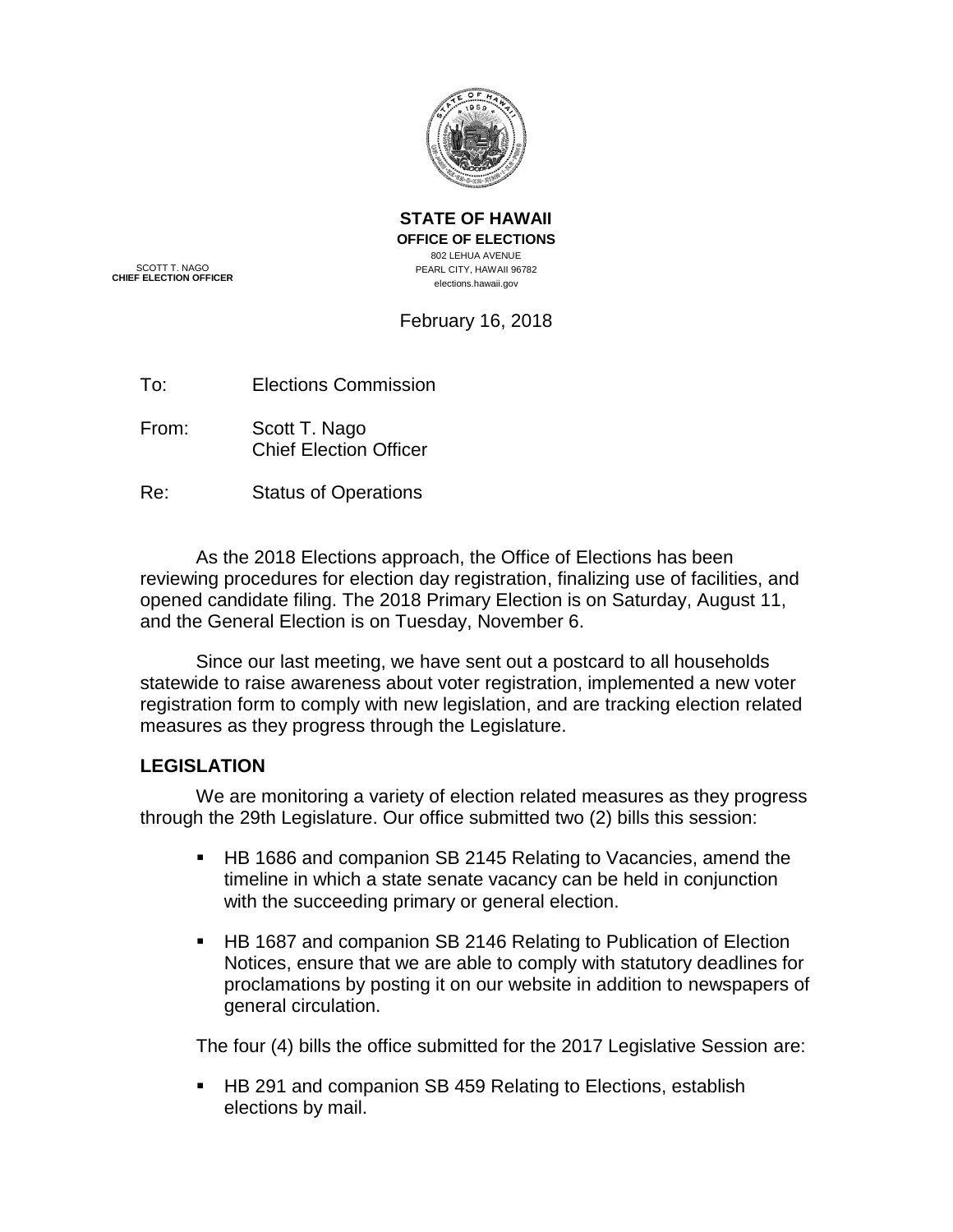**STATE OF HAWAII**
**OFFICE OF ELECTIONS**
802 LEHUA AVENUE
PEARL CITY, HAWAII 96782
elections.hawaii.gov

SCOTT T. NAGO
**CHIEF ELECTION OFFICER**

February 16, 2018

To: Elections Commission

From: Scott T. Nago
Chief Election Officer

Re: Status of Operations

As the 2018 Elections approach, the Office of Elections has been reviewing procedures for election day registration, finalizing use of facilities, and opened candidate filing. The 2018 Primary Election is on Saturday, August 11, and the General Election is on Tuesday, November 6.

Since our last meeting, we have sent out a postcard to all households statewide to raise awareness about voter registration, implemented a new voter registration form to comply with new legislation, and are tracking election related measures as they progress through the Legislature.

## LEGISLATION

We are monitoring a variety of election related measures as they progress through the 29th Legislature. Our office submitted two (2) bills this session:

- HB 1686 and companion SB 2145 Relating to Vacancies, amend the timeline in which a state senate vacancy can be held in conjunction with the succeeding primary or general election.
- HB 1687 and companion SB 2146 Relating to Publication of Election Notices, ensure that we are able to comply with statutory deadlines for proclamations by posting it on our website in addition to newspapers of general circulation.

The four (4) bills the office submitted for the 2017 Legislative Session are:

- HB 291 and companion SB 459 Relating to Elections, establish elections by mail.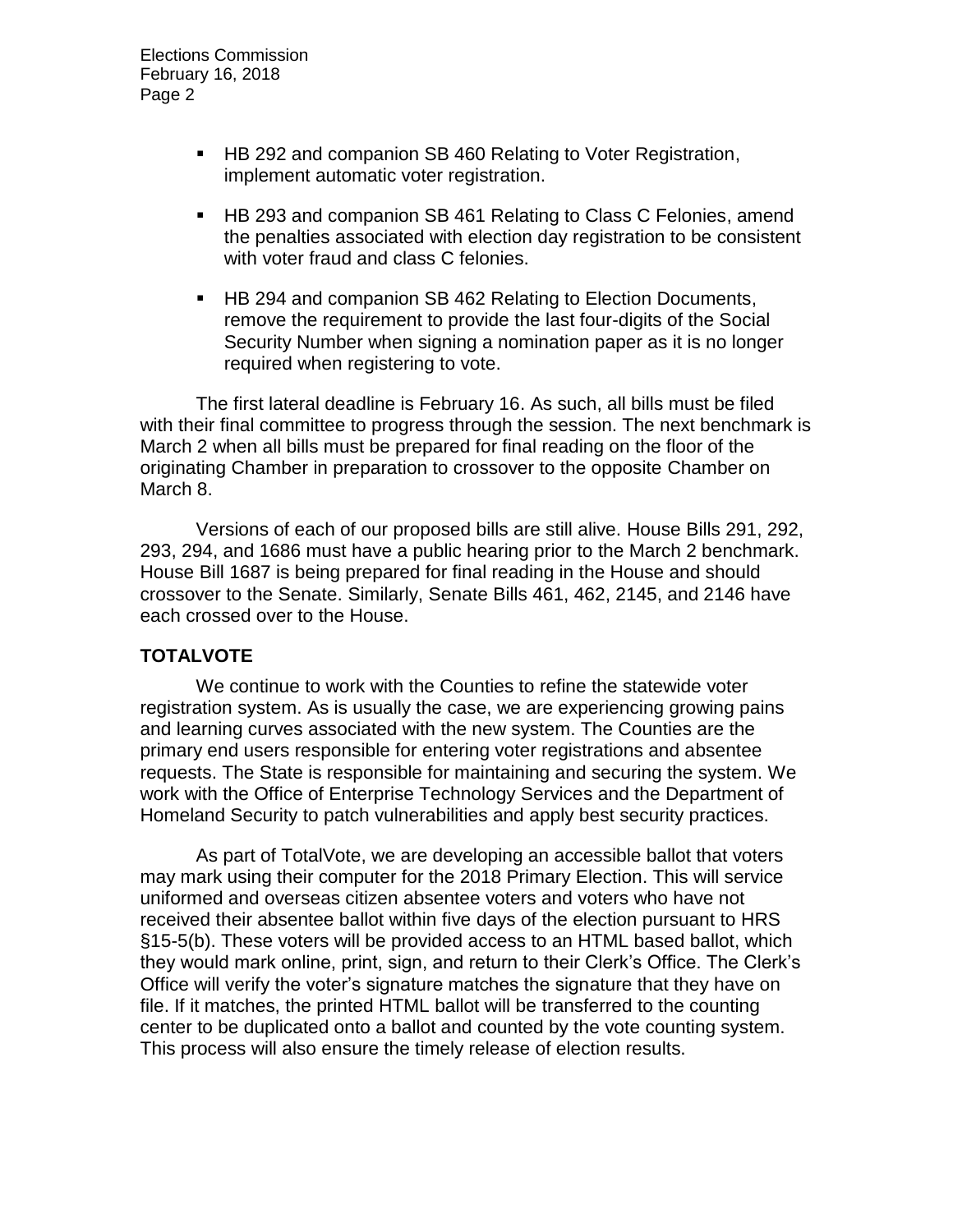- HB 292 and companion SB 460 Relating to Voter Registration, implement automatic voter registration.
- HB 293 and companion SB 461 Relating to Class C Felonies, amend the penalties associated with election day registration to be consistent with voter fraud and class C felonies.
- HB 294 and companion SB 462 Relating to Election Documents, remove the requirement to provide the last four-digits of the Social Security Number when signing a nomination paper as it is no longer required when registering to vote.

The first lateral deadline is February 16. As such, all bills must be filed with their final committee to progress through the session. The next benchmark is March 2 when all bills must be prepared for final reading on the floor of the originating Chamber in preparation to crossover to the opposite Chamber on March 8.

Versions of each of our proposed bills are still alive. House Bills 291, 292, 293, 294, and 1686 must have a public hearing prior to the March 2 benchmark. House Bill 1687 is being prepared for final reading in the House and should crossover to the Senate. Similarly, Senate Bills 461, 462, 2145, and 2146 have each crossed over to the House.

**TOTALVOTE**

We continue to work with the Counties to refine the statewide voter registration system. As is usually the case, we are experiencing growing pains and learning curves associated with the new system. The Counties are the primary end users responsible for entering voter registrations and absentee requests. The State is responsible for maintaining and securing the system. We work with the Office of Enterprise Technology Services and the Department of Homeland Security to patch vulnerabilities and apply best security practices.

As part of TotalVote, we are developing an accessible ballot that voters may mark using their computer for the 2018 Primary Election. This will service uniformed and overseas citizen absentee voters and voters who have not received their absentee ballot within five days of the election pursuant to HRS §15-5(b). These voters will be provided access to an HTML based ballot, which they would mark online, print, sign, and return to their Clerk's Office. The Clerk's Office will verify the voter's signature matches the signature that they have on file. If it matches, the printed HTML ballot will be transferred to the counting center to be duplicated onto a ballot and counted by the vote counting system. This process will also ensure the timely release of election results.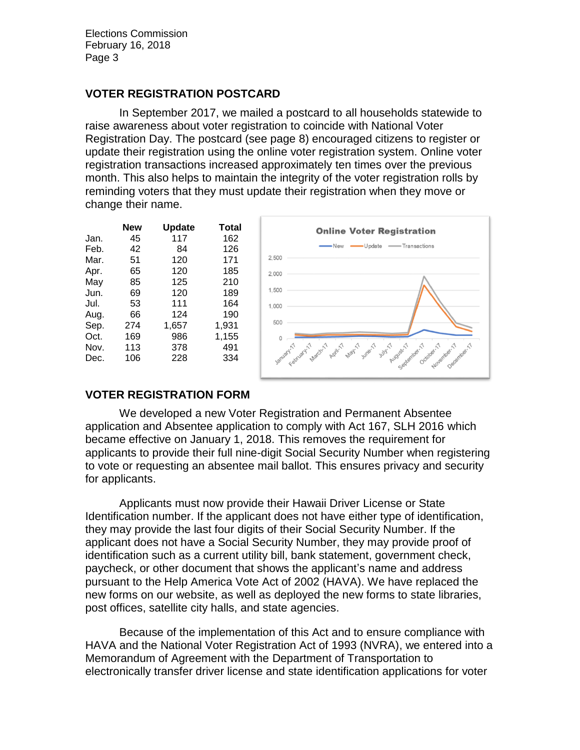## VOTER REGISTRATION POSTCARD

In September 2017, we mailed a postcard to all households statewide to raise awareness about voter registration to coincide with National Voter Registration Day. The postcard (see page 8) encouraged citizens to register or update their registration using the online voter registration system. Online voter registration transactions increased approximately ten times over the previous month. This also helps to maintain the integrity of the voter registration rolls by reminding voters that they must update their registration when they move or change their name.

| | New | Update | Total |
|---|---|---|---|
| Jan. | 45 | 117 | 162 |
| Feb. | 42 | 84 | 126 |
| Mar. | 51 | 120 | 171 |
| Apr. | 65 | 120 | 185 |
| May | 85 | 125 | 210 |
| Jun. | 69 | 120 | 189 |
| Jul. | 53 | 111 | 164 |
| Aug. | 66 | 124 | 190 |
| Sep. | 274 | 1,657 | 1,931 |
| Oct. | 169 | 986 | 1,155 |
| Nov. | 113 | 378 | 491 |
| Dec. | 106 | 228 | 334 |

## VOTER REGISTRATION FORM

We developed a new Voter Registration and Permanent Absentee application and Absentee application to comply with Act 167, SLH 2016 which became effective on January 1, 2018. This removes the requirement for applicants to provide their full nine-digit Social Security Number when registering to vote or requesting an absentee mail ballot. This ensures privacy and security for applicants.

Applicants must now provide their Hawaii Driver License or State Identification number. If the applicant does not have either type of identification, they may provide the last four digits of their Social Security Number. If the applicant does not have a Social Security Number, they may provide proof of identification such as a current utility bill, bank statement, government check, paycheck, or other document that shows the applicant's name and address pursuant to the Help America Vote Act of 2002 (HAVA). We have replaced the new forms on our website, as well as deployed the new forms to state libraries, post offices, satellite city halls, and state agencies.

Because of the implementation of this Act and to ensure compliance with HAVA and the National Voter Registration Act of 1993 (NVRA), we entered into a Memorandum of Agreement with the Department of Transportation to electronically transfer driver license and state identification applications for voter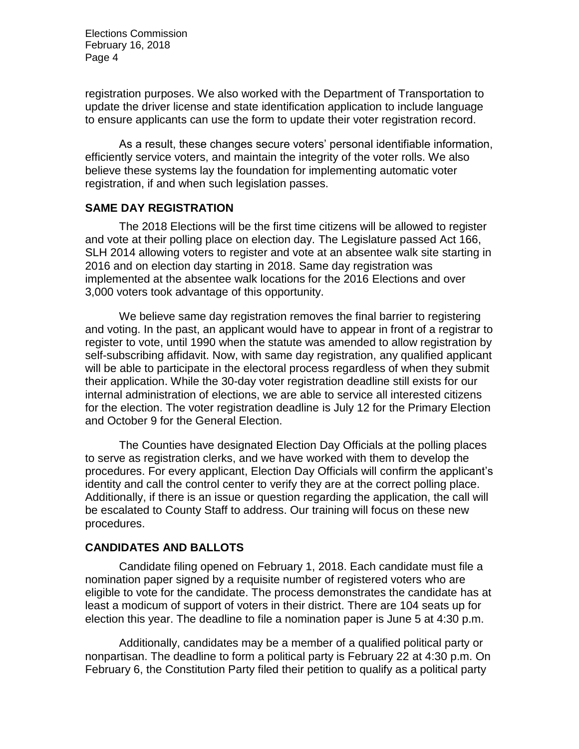registration purposes. We also worked with the Department of Transportation to update the driver license and state identification application to include language to ensure applicants can use the form to update their voter registration record.

As a result, these changes secure voters' personal identifiable information, efficiently service voters, and maintain the integrity of the voter rolls. We also believe these systems lay the foundation for implementing automatic voter registration, if and when such legislation passes.

## SAME DAY REGISTRATION

The 2018 Elections will be the first time citizens will be allowed to register and vote at their polling place on election day. The Legislature passed Act 166, SLH 2014 allowing voters to register and vote at an absentee walk site starting in 2016 and on election day starting in 2018. Same day registration was implemented at the absentee walk locations for the 2016 Elections and over 3,000 voters took advantage of this opportunity.

We believe same day registration removes the final barrier to registering and voting. In the past, an applicant would have to appear in front of a registrar to register to vote, until 1990 when the statute was amended to allow registration by self-subscribing affidavit. Now, with same day registration, any qualified applicant will be able to participate in the electoral process regardless of when they submit their application. While the 30-day voter registration deadline still exists for our internal administration of elections, we are able to service all interested citizens for the election. The voter registration deadline is July 12 for the Primary Election and October 9 for the General Election.

The Counties have designated Election Day Officials at the polling places to serve as registration clerks, and we have worked with them to develop the procedures. For every applicant, Election Day Officials will confirm the applicant's identity and call the control center to verify they are at the correct polling place. Additionally, if there is an issue or question regarding the application, the call will be escalated to County Staff to address. Our training will focus on these new procedures.

## CANDIDATES AND BALLOTS

Candidate filing opened on February 1, 2018. Each candidate must file a nomination paper signed by a requisite number of registered voters who are eligible to vote for the candidate. The process demonstrates the candidate has at least a modicum of support of voters in their district. There are 104 seats up for election this year. The deadline to file a nomination paper is June 5 at 4:30 p.m.

Additionally, candidates may be a member of a qualified political party or nonpartisan. The deadline to form a political party is February 22 at 4:30 p.m. On February 6, the Constitution Party filed their petition to qualify as a political party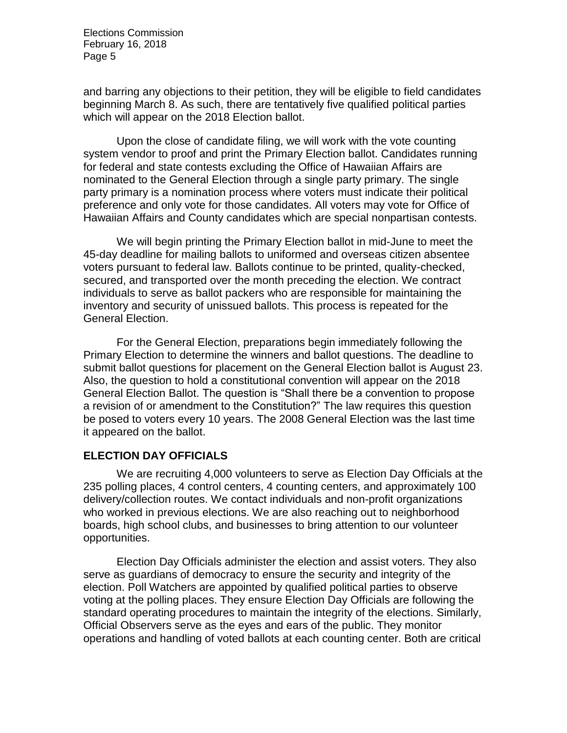and barring any objections to their petition, they will be eligible to field candidates beginning March 8. As such, there are tentatively five qualified political parties which will appear on the 2018 Election ballot.

Upon the close of candidate filing, we will work with the vote counting system vendor to proof and print the Primary Election ballot. Candidates running for federal and state contests excluding the Office of Hawaiian Affairs are nominated to the General Election through a single party primary. The single party primary is a nomination process where voters must indicate their political preference and only vote for those candidates. All voters may vote for Office of Hawaiian Affairs and County candidates which are special nonpartisan contests.

We will begin printing the Primary Election ballot in mid-June to meet the 45-day deadline for mailing ballots to uniformed and overseas citizen absentee voters pursuant to federal law. Ballots continue to be printed, quality-checked, secured, and transported over the month preceding the election. We contract individuals to serve as ballot packers who are responsible for maintaining the inventory and security of unissued ballots. This process is repeated for the General Election.

For the General Election, preparations begin immediately following the Primary Election to determine the winners and ballot questions. The deadline to submit ballot questions for placement on the General Election ballot is August 23. Also, the question to hold a constitutional convention will appear on the 2018 General Election Ballot. The question is "Shall there be a convention to propose a revision of or amendment to the Constitution?" The law requires this question be posed to voters every 10 years. The 2008 General Election was the last time it appeared on the ballot.

## ELECTION DAY OFFICIALS

We are recruiting 4,000 volunteers to serve as Election Day Officials at the 235 polling places, 4 control centers, 4 counting centers, and approximately 100 delivery/collection routes. We contact individuals and non-profit organizations who worked in previous elections. We are also reaching out to neighborhood boards, high school clubs, and businesses to bring attention to our volunteer opportunities.

Election Day Officials administer the election and assist voters. They also serve as guardians of democracy to ensure the security and integrity of the election. Poll Watchers are appointed by qualified political parties to observe voting at the polling places. They ensure Election Day Officials are following the standard operating procedures to maintain the integrity of the elections. Similarly, Official Observers serve as the eyes and ears of the public. They monitor operations and handling of voted ballots at each counting center. Both are critical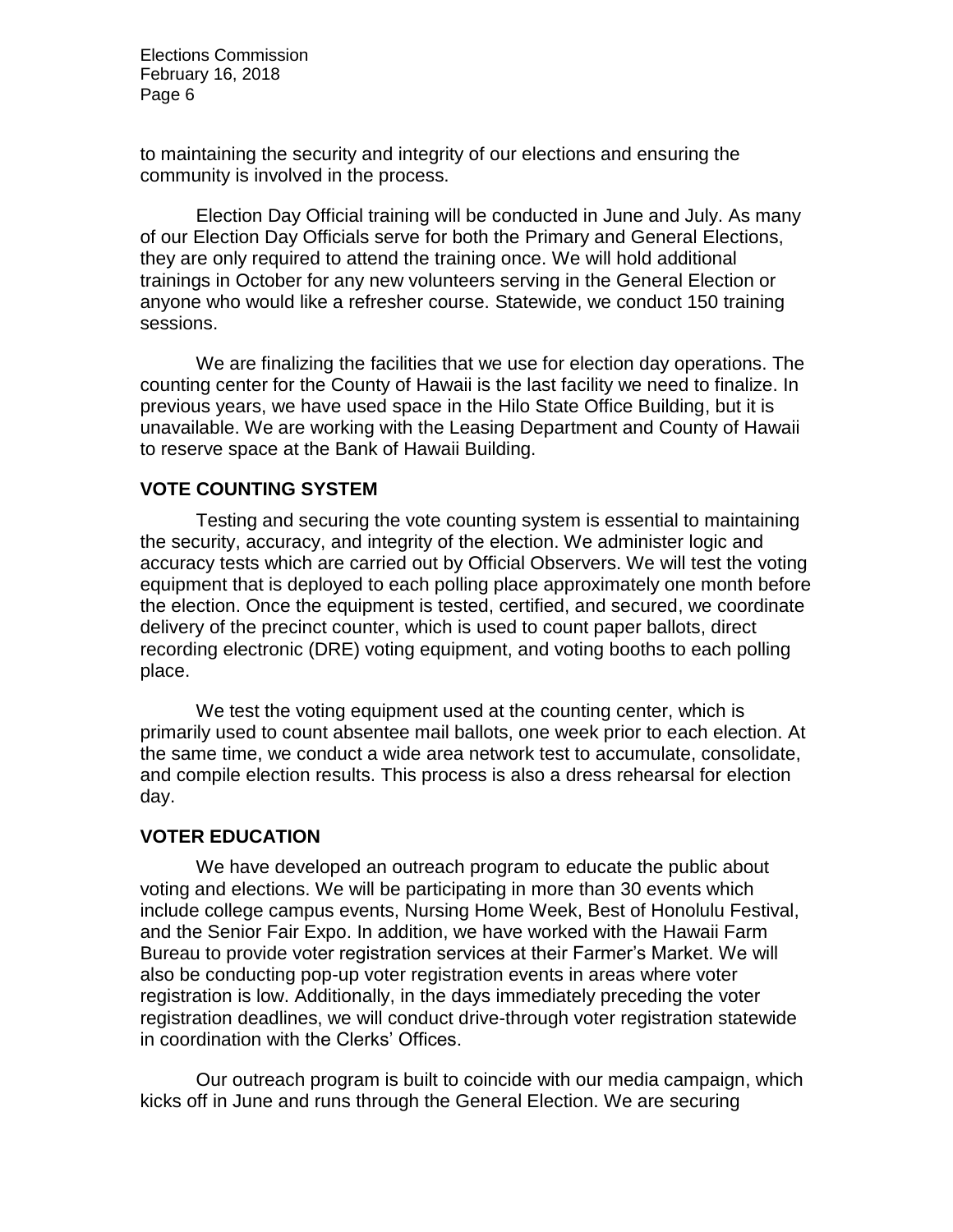to maintaining the security and integrity of our elections and ensuring the community is involved in the process.

Election Day Official training will be conducted in June and July. As many of our Election Day Officials serve for both the Primary and General Elections, they are only required to attend the training once. We will hold additional trainings in October for any new volunteers serving in the General Election or anyone who would like a refresher course. Statewide, we conduct 150 training sessions.

We are finalizing the facilities that we use for election day operations. The counting center for the County of Hawaii is the last facility we need to finalize. In previous years, we have used space in the Hilo State Office Building, but it is unavailable. We are working with the Leasing Department and County of Hawaii to reserve space at the Bank of Hawaii Building.

## VOTE COUNTING SYSTEM

Testing and securing the vote counting system is essential to maintaining the security, accuracy, and integrity of the election. We administer logic and accuracy tests which are carried out by Official Observers. We will test the voting equipment that is deployed to each polling place approximately one month before the election. Once the equipment is tested, certified, and secured, we coordinate delivery of the precinct counter, which is used to count paper ballots, direct recording electronic (DRE) voting equipment, and voting booths to each polling place.

We test the voting equipment used at the counting center, which is primarily used to count absentee mail ballots, one week prior to each election. At the same time, we conduct a wide area network test to accumulate, consolidate, and compile election results. This process is also a dress rehearsal for election day.

## VOTER EDUCATION

We have developed an outreach program to educate the public about voting and elections. We will be participating in more than 30 events which include college campus events, Nursing Home Week, Best of Honolulu Festival, and the Senior Fair Expo. In addition, we have worked with the Hawaii Farm Bureau to provide voter registration services at their Farmer's Market. We will also be conducting pop-up voter registration events in areas where voter registration is low. Additionally, in the days immediately preceding the voter registration deadlines, we will conduct drive-through voter registration statewide in coordination with the Clerks' Offices.

Our outreach program is built to coincide with our media campaign, which kicks off in June and runs through the General Election. We are securing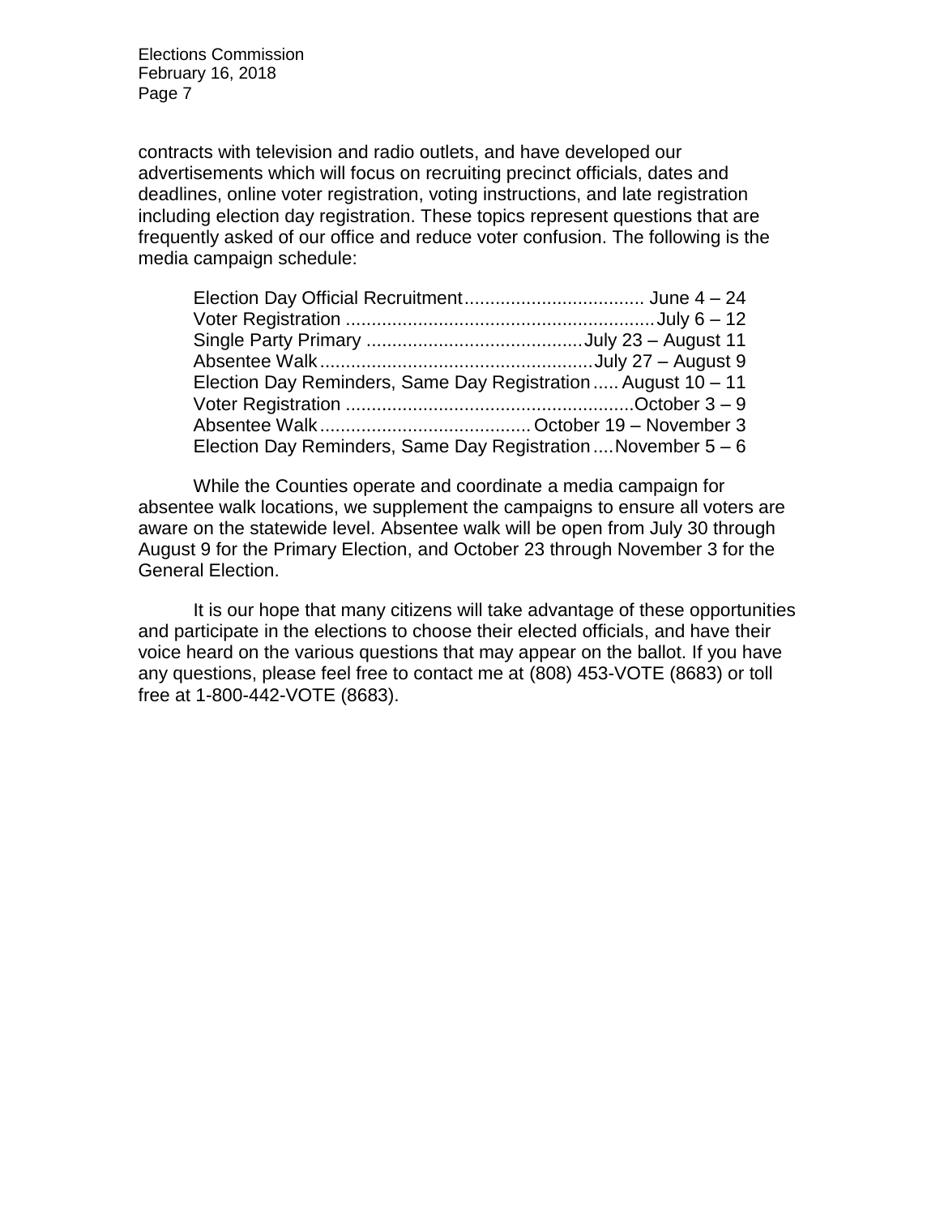contracts with television and radio outlets, and have developed our advertisements which will focus on recruiting precinct officials, dates and deadlines, online voter registration, voting instructions, and late registration including election day registration. These topics represent questions that are frequently asked of our office and reduce voter confusion. The following is the media campaign schedule:

| | |
|---|---|
| Election Day Official Recruitment | June 4 – 24 |
| Voter Registration | July 6 – 12 |
| Single Party Primary | July 23 – August 11 |
| Absentee Walk | July 27 – August 9 |
| Election Day Reminders, Same Day Registration | August 10 – 11 |
| Voter Registration | October 3 – 9 |
| Absentee Walk | October 19 – November 3 |
| Election Day Reminders, Same Day Registration | November 5 – 6 |

While the Counties operate and coordinate a media campaign for absentee walk locations, we supplement the campaigns to ensure all voters are aware on the statewide level. Absentee walk will be open from July 30 through August 9 for the Primary Election, and October 23 through November 3 for the General Election.

It is our hope that many citizens will take advantage of these opportunities and participate in the elections to choose their elected officials, and have their voice heard on the various questions that may appear on the ballot. If you have any questions, please feel free to contact me at (808) 453-VOTE (8683) or toll free at 1-800-442-VOTE (8683).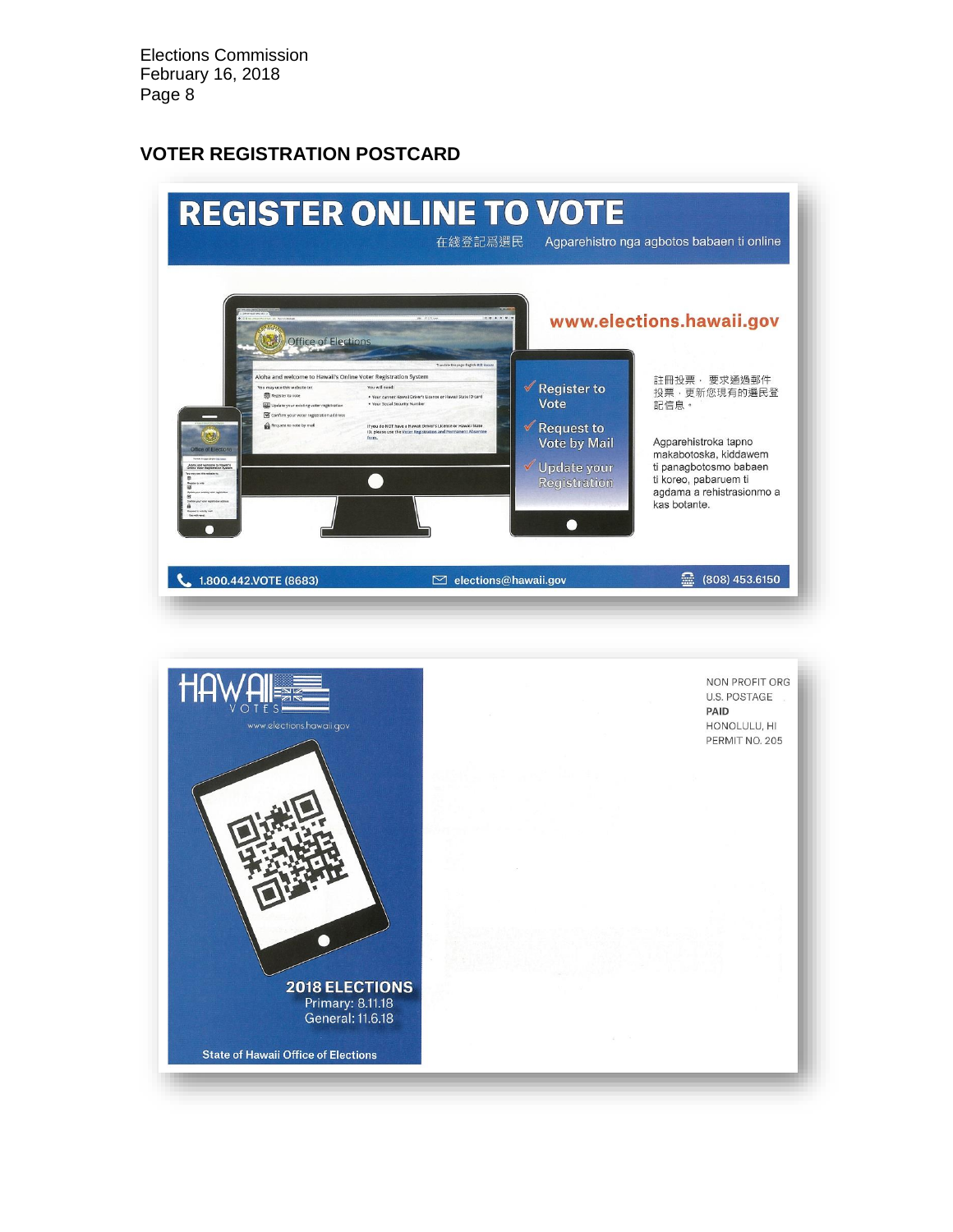## VOTER REGISTRATION POSTCARD

# REGISTER ONLINE TO VOTE

在綫登記爲選民　Agparehistro nga agbotos babaen ti online

www.elections.hawaii.gov

- Register to Vote
- Request to Vote by Mail
- Update your Registration

註冊投票，要求通過郵件投票，更新您現有的選民登記信息。

Agparehistroka tapno makabotoska, kiddawem ti panagbotosmo babaen ti koreo, pabaruem ti agdama a rehistrasionmo a kas botante.

1.800.442.VOTE (8683)　elections@hawaii.gov　(808) 453.6150

HAWAII VOTES

www.elections.hawaii.gov

**2018 ELECTIONS**
Primary: 8.11.18
General: 11.6.18

State of Hawaii Office of Elections

NON PROFIT ORG
U.S. POSTAGE
**PAID**
HONOLULU, HI
PERMIT NO. 205